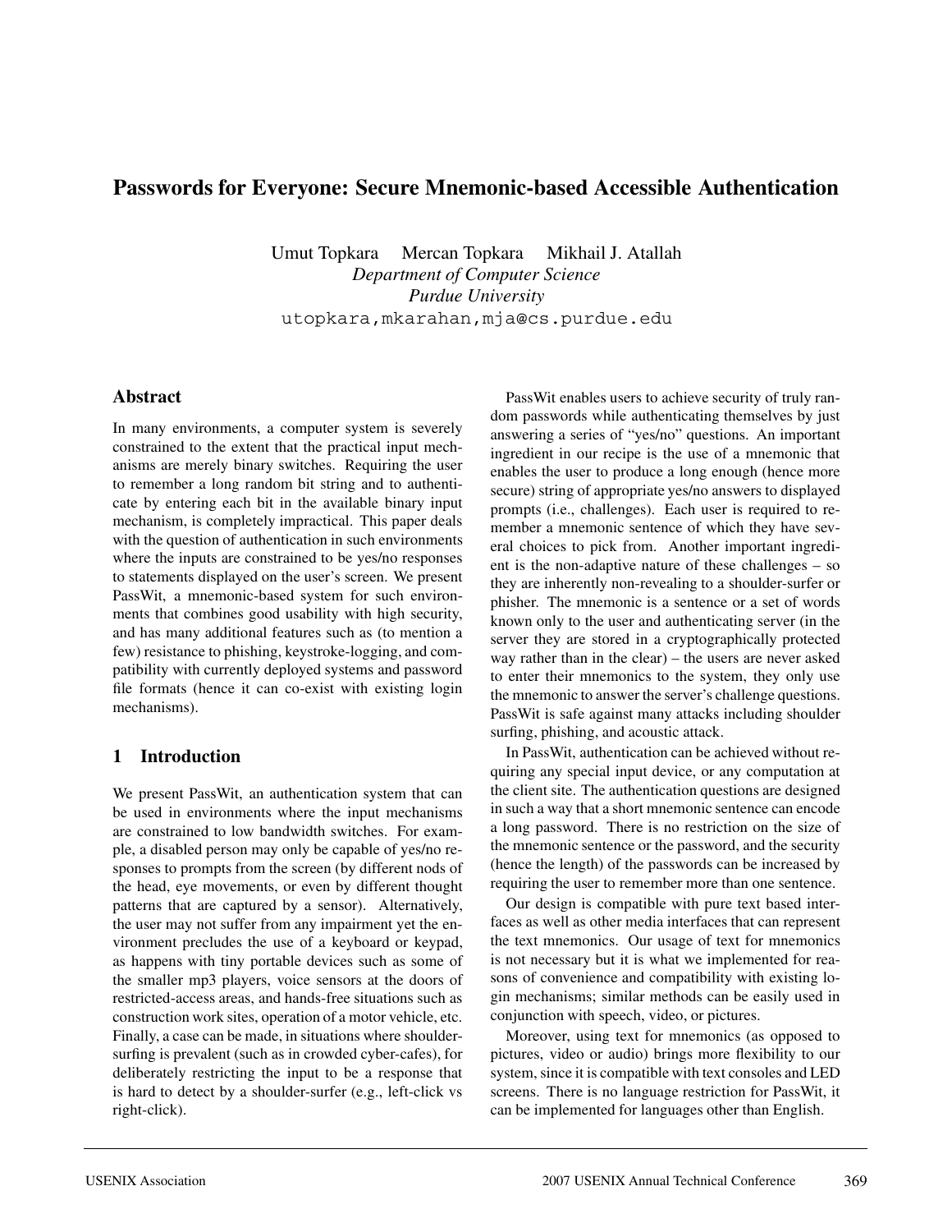# Passwords for Everyone: Secure Mnemonic-based Accessible Authentication

Umut Topkara  Mercan Topkara  Mikhail J. Atallah

*Department of Computer Science*
*Purdue University*

utopkara,mkarahan,mja@cs.purdue.edu

## Abstract

In many environments, a computer system is severely constrained to the extent that the practical input mechanisms are merely binary switches. Requiring the user to remember a long random bit string and to authenticate by entering each bit in the available binary input mechanism, is completely impractical. This paper deals with the question of authentication in such environments where the inputs are constrained to be yes/no responses to statements displayed on the user's screen. We present PassWit, a mnemonic-based system for such environments that combines good usability with high security, and has many additional features such as (to mention a few) resistance to phishing, keystroke-logging, and compatibility with currently deployed systems and password file formats (hence it can co-exist with existing login mechanisms).

## 1 Introduction

We present PassWit, an authentication system that can be used in environments where the input mechanisms are constrained to low bandwidth switches. For example, a disabled person may only be capable of yes/no responses to prompts from the screen (by different nods of the head, eye movements, or even by different thought patterns that are captured by a sensor). Alternatively, the user may not suffer from any impairment yet the environment precludes the use of a keyboard or keypad, as happens with tiny portable devices such as some of the smaller mp3 players, voice sensors at the doors of restricted-access areas, and hands-free situations such as construction work sites, operation of a motor vehicle, etc. Finally, a case can be made, in situations where shoulder-surfing is prevalent (such as in crowded cyber-cafes), for deliberately restricting the input to be a response that is hard to detect by a shoulder-surfer (e.g., left-click vs right-click).

PassWit enables users to achieve security of truly random passwords while authenticating themselves by just answering a series of "yes/no" questions. An important ingredient in our recipe is the use of a mnemonic that enables the user to produce a long enough (hence more secure) string of appropriate yes/no answers to displayed prompts (i.e., challenges). Each user is required to remember a mnemonic sentence of which they have several choices to pick from. Another important ingredient is the non-adaptive nature of these challenges – so they are inherently non-revealing to a shoulder-surfer or phisher. The mnemonic is a sentence or a set of words known only to the user and authenticating server (in the server they are stored in a cryptographically protected way rather than in the clear) – the users are never asked to enter their mnemonics to the system, they only use the mnemonic to answer the server's challenge questions. PassWit is safe against many attacks including shoulder surfing, phishing, and acoustic attack.

In PassWit, authentication can be achieved without requiring any special input device, or any computation at the client site. The authentication questions are designed in such a way that a short mnemonic sentence can encode a long password. There is no restriction on the size of the mnemonic sentence or the password, and the security (hence the length) of the passwords can be increased by requiring the user to remember more than one sentence.

Our design is compatible with pure text based interfaces as well as other media interfaces that can represent the text mnemonics. Our usage of text for mnemonics is not necessary but it is what we implemented for reasons of convenience and compatibility with existing login mechanisms; similar methods can be easily used in conjunction with speech, video, or pictures.

Moreover, using text for mnemonics (as opposed to pictures, video or audio) brings more flexibility to our system, since it is compatible with text consoles and LED screens. There is no language restriction for PassWit, it can be implemented for languages other than English.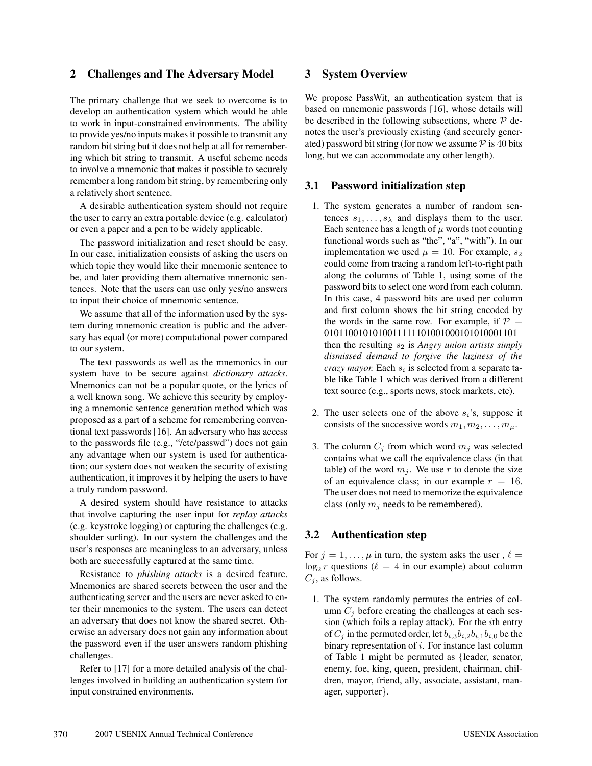## 2 Challenges and The Adversary Model

The primary challenge that we seek to overcome is to develop an authentication system which would be able to work in input-constrained environments. The ability to provide yes/no inputs makes it possible to transmit any random bit string but it does not help at all for remembering which bit string to transmit. A useful scheme needs to involve a mnemonic that makes it possible to securely remember a long random bit string, by remembering only a relatively short sentence.

A desirable authentication system should not require the user to carry an extra portable device (e.g. calculator) or even a paper and a pen to be widely applicable.

The password initialization and reset should be easy. In our case, initialization consists of asking the users on which topic they would like their mnemonic sentence to be, and later providing them alternative mnemonic sentences. Note that the users can use only yes/no answers to input their choice of mnemonic sentence.

We assume that all of the information used by the system during mnemonic creation is public and the adversary has equal (or more) computational power compared to our system.

The text passwords as well as the mnemonics in our system have to be secure against *dictionary attacks*. Mnemonics can not be a popular quote, or the lyrics of a well known song. We achieve this security by employing a mnemonic sentence generation method which was proposed as a part of a scheme for remembering conventional text passwords [16]. An adversary who has access to the passwords file (e.g., "/etc/passwd") does not gain any advantage when our system is used for authentication; our system does not weaken the security of existing authentication, it improves it by helping the users to have a truly random password.

A desired system should have resistance to attacks that involve capturing the user input for *replay attacks* (e.g. keystroke logging) or capturing the challenges (e.g. shoulder surfing). In our system the challenges and the user's responses are meaningless to an adversary, unless both are successfully captured at the same time.

Resistance to *phishing attacks* is a desired feature. Mnemonics are shared secrets between the user and the authenticating server and the users are never asked to enter their mnemonics to the system. The users can detect an adversary that does not know the shared secret. Otherwise an adversary does not gain any information about the password even if the user answers random phishing challenges.

Refer to [17] for a more detailed analysis of the challenges involved in building an authentication system for input constrained environments.

## 3 System Overview

We propose PassWit, an authentication system that is based on mnemonic passwords [16], whose details will be described in the following subsections, where $\mathcal{P}$ denotes the user's previously existing (and securely generated) password bit string (for now we assume $\mathcal{P}$ is 40 bits long, but we can accommodate any other length).

### 3.1 Password initialization step

1. The system generates a number of random sentences $s_1, \ldots, s_\lambda$ and displays them to the user. Each sentence has a length of $\mu$ words (not counting functional words such as "the", "a", "with"). In our implementation we used $\mu = 10$. For example, $s_2$ could come from tracing a random left-to-right path along the columns of Table 1, using some of the password bits to select one word from each column. In this case, 4 password bits are used per column and first column shows the bit string encoded by the words in the same row. For example, if $\mathcal{P}$ = 0101100101010011111010010001010100011 01 then the resulting $s_2$ is *Angry union artists simply dismissed demand to forgive the laziness of the crazy mayor.* Each $s_i$ is selected from a separate table like Table 1 which was derived from a different text source (e.g., sports news, stock markets, etc).

2. The user selects one of the above $s_i$'s, suppose it consists of the successive words $m_1, m_2, \ldots, m_\mu$.

3. The column $C_j$ from which word $m_j$ was selected contains what we call the equivalence class (in that table) of the word $m_j$. We use $r$ to denote the size of an equivalence class; in our example $r = 16$. The user does not need to memorize the equivalence class (only $m_j$ needs to be remembered).

### 3.2 Authentication step

For $j = 1, \ldots, \mu$ in turn, the system asks the user , $\ell = \log_2 r$ questions ($\ell = 4$ in our example) about column $C_j$, as follows.

1. The system randomly permutes the entries of column $C_j$ before creating the challenges at each session (which foils a replay attack). For the $i$th entry of $C_j$ in the permuted order, let $b_{i,3}b_{i,2}b_{i,1}b_{i,0}$ be the binary representation of $i$. For instance last column of Table 1 might be permuted as {leader, senator, enemy, foe, king, queen, president, chairman, children, mayor, friend, ally, associate, assistant, manager, supporter}.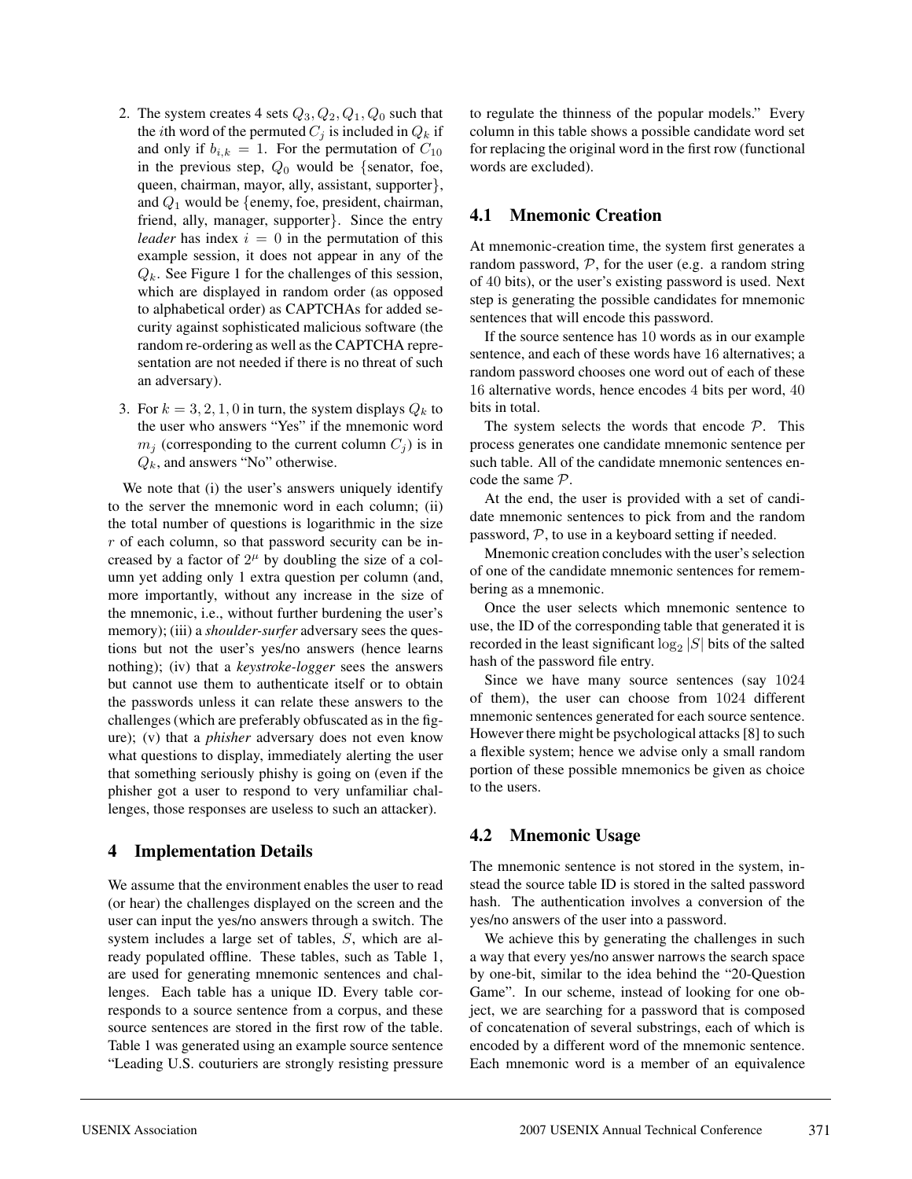2. The system creates 4 sets $Q_3, Q_2, Q_1, Q_0$ such that the $i$th word of the permuted $C_j$ is included in $Q_k$ if and only if $b_{i,k} = 1$. For the permutation of $C_{10}$ in the previous step, $Q_0$ would be {senator, foe, queen, chairman, mayor, ally, assistant, supporter}, and $Q_1$ would be {enemy, foe, president, chairman, friend, ally, manager, supporter}. Since the entry *leader* has index $i = 0$ in the permutation of this example session, it does not appear in any of the $Q_k$. See Figure 1 for the challenges of this session, which are displayed in random order (as opposed to alphabetical order) as CAPTCHAs for added security against sophisticated malicious software (the random re-ordering as well as the CAPTCHA representation are not needed if there is no threat of such an adversary).

3. For $k = 3, 2, 1, 0$ in turn, the system displays $Q_k$ to the user who answers "Yes" if the mnemonic word $m_j$ (corresponding to the current column $C_j$) is in $Q_k$, and answers "No" otherwise.

We note that (i) the user's answers uniquely identify to the server the mnemonic word in each column; (ii) the total number of questions is logarithmic in the size $r$ of each column, so that password security can be increased by a factor of $2^{\mu}$ by doubling the size of a column yet adding only 1 extra question per column (and, more importantly, without any increase in the size of the mnemonic, i.e., without further burdening the user's memory); (iii) a *shoulder-surfer* adversary sees the questions but not the user's yes/no answers (hence learns nothing); (iv) that a *keystroke-logger* sees the answers but cannot use them to authenticate itself or to obtain the passwords unless it can relate these answers to the challenges (which are preferably obfuscated as in the figure); (v) that a *phisher* adversary does not even know what questions to display, immediately alerting the user that something seriously phishy is going on (even if the phisher got a user to respond to very unfamiliar challenges, those responses are useless to such an attacker).

## 4 Implementation Details

We assume that the environment enables the user to read (or hear) the challenges displayed on the screen and the user can input the yes/no answers through a switch. The system includes a large set of tables, $S$, which are already populated offline. These tables, such as Table 1, are used for generating mnemonic sentences and challenges. Each table has a unique ID. Every table corresponds to a source sentence from a corpus, and these source sentences are stored in the first row of the table. Table 1 was generated using an example source sentence "Leading U.S. couturiers are strongly resisting pressure to regulate the thinness of the popular models." Every column in this table shows a possible candidate word set for replacing the original word in the first row (functional words are excluded).

### 4.1 Mnemonic Creation

At mnemonic-creation time, the system first generates a random password, $\mathcal{P}$, for the user (e.g. a random string of $40$ bits), or the user's existing password is used. Next step is generating the possible candidates for mnemonic sentences that will encode this password.

If the source sentence has $10$ words as in our example sentence, and each of these words have $16$ alternatives; a random password chooses one word out of each of these $16$ alternative words, hence encodes $4$ bits per word, $40$ bits in total.

The system selects the words that encode $\mathcal{P}$. This process generates one candidate mnemonic sentence per such table. All of the candidate mnemonic sentences encode the same $\mathcal{P}$.

At the end, the user is provided with a set of candidate mnemonic sentences to pick from and the random password, $\mathcal{P}$, to use in a keyboard setting if needed.

Mnemonic creation concludes with the user's selection of one of the candidate mnemonic sentences for remembering as a mnemonic.

Once the user selects which mnemonic sentence to use, the ID of the corresponding table that generated it is recorded in the least significant $\log_2 |S|$ bits of the salted hash of the password file entry.

Since we have many source sentences (say $1024$ of them), the user can choose from $1024$ different mnemonic sentences generated for each source sentence. However there might be psychological attacks [8] to such a flexible system; hence we advise only a small random portion of these possible mnemonics be given as choice to the users.

### 4.2 Mnemonic Usage

The mnemonic sentence is not stored in the system, instead the source table ID is stored in the salted password hash. The authentication involves a conversion of the yes/no answers of the user into a password.

We achieve this by generating the challenges in such a way that every yes/no answer narrows the search space by one-bit, similar to the idea behind the "20-Question Game". In our scheme, instead of looking for one object, we are searching for a password that is composed of concatenation of several substrings, each of which is encoded by a different word of the mnemonic sentence. Each mnemonic word is a member of an equivalence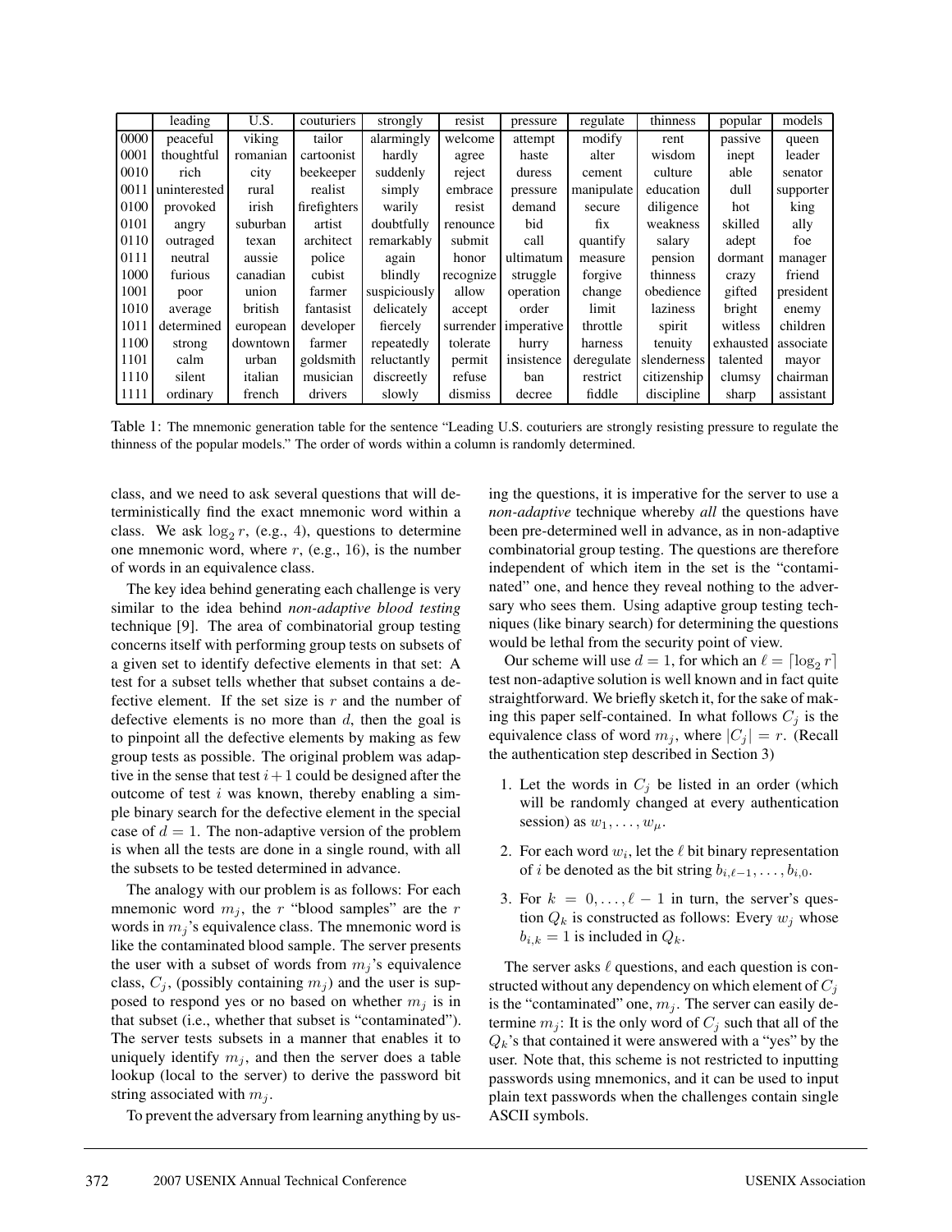| | leading | U.S. | couturiers | strongly | resist | pressure | regulate | thinness | popular | models |
|---|---|---|---|---|---|---|---|---|---|---|
| 0000 | peaceful | viking | tailor | alarmingly | welcome | attempt | modify | rent | passive | queen |
| 0001 | thoughtful | romanian | cartoonist | hardly | agree | haste | alter | wisdom | inept | leader |
| 0010 | rich | city | beekeeper | suddenly | reject | duress | cement | culture | able | senator |
| 0011 | uninterested | rural | realist | simply | embrace | pressure | manipulate | education | dull | supporter |
| 0100 | provoked | irish | firefighters | warily | resist | demand | secure | diligence | hot | king |
| 0101 | angry | suburban | artist | doubtfully | renounce | bid | fix | weakness | skilled | ally |
| 0110 | outraged | texan | architect | remarkably | submit | call | quantify | salary | adept | foe |
| 0111 | neutral | aussie | police | again | honor | ultimatum | measure | pension | dormant | manager |
| 1000 | furious | canadian | cubist | blindly | recognize | struggle | forgive | thinness | crazy | friend |
| 1001 | poor | union | farmer | suspiciously | allow | operation | change | obedience | gifted | president |
| 1010 | average | british | fantasist | delicately | accept | order | limit | laziness | bright | enemy |
| 1011 | determined | european | developer | fiercely | surrender | imperative | throttle | spirit | witless | children |
| 1100 | strong | downtown | farmer | repeatedly | tolerate | hurry | harness | tenuity | exhausted | associate |
| 1101 | calm | urban | goldsmith | reluctantly | permit | insistence | deregulate | slenderness | talented | mayor |
| 1110 | silent | italian | musician | discreetly | refuse | ban | restrict | citizenship | clumsy | chairman |
| 1111 | ordinary | french | drivers | slowly | dismiss | decree | fiddle | discipline | sharp | assistant |

Table 1: The mnemonic generation table for the sentence "Leading U.S. couturiers are strongly resisting pressure to regulate the thinness of the popular models." The order of words within a column is randomly determined.

class, and we need to ask several questions that will deterministically find the exact mnemonic word within a class. We ask $\log_2 r$, (e.g., 4), questions to determine one mnemonic word, where $r$, (e.g., 16), is the number of words in an equivalence class.

The key idea behind generating each challenge is very similar to the idea behind *non-adaptive blood testing* technique [9]. The area of combinatorial group testing concerns itself with performing group tests on subsets of a given set to identify defective elements in that set: A test for a subset tells whether that subset contains a defective element. If the set size is $r$ and the number of defective elements is no more than $d$, then the goal is to pinpoint all the defective elements by making as few group tests as possible. The original problem was adaptive in the sense that test $i+1$ could be designed after the outcome of test $i$ was known, thereby enabling a simple binary search for the defective element in the special case of $d = 1$. The non-adaptive version of the problem is when all the tests are done in a single round, with all the subsets to be tested determined in advance.

The analogy with our problem is as follows: For each mnemonic word $m_j$, the $r$ "blood samples" are the $r$ words in $m_j$'s equivalence class. The mnemonic word is like the contaminated blood sample. The server presents the user with a subset of words from $m_j$'s equivalence class, $C_j$, (possibly containing $m_j$) and the user is supposed to respond yes or no based on whether $m_j$ is in that subset (i.e., whether that subset is "contaminated"). The server tests subsets in a manner that enables it to uniquely identify $m_j$, and then the server does a table lookup (local to the server) to derive the password bit string associated with $m_j$.

To prevent the adversary from learning anything by using the questions, it is imperative for the server to use a *non-adaptive* technique whereby *all* the questions have been pre-determined well in advance, as in non-adaptive combinatorial group testing. The questions are therefore independent of which item in the set is the "contaminated" one, and hence they reveal nothing to the adversary who sees them. Using adaptive group testing techniques (like binary search) for determining the questions would be lethal from the security point of view.

Our scheme will use $d = 1$, for which an $\ell = \lceil \log_2 r \rceil$ test non-adaptive solution is well known and in fact quite straightforward. We briefly sketch it, for the sake of making this paper self-contained. In what follows $C_j$ is the equivalence class of word $m_j$, where $|C_j| = r$. (Recall the authentication step described in Section 3)

1. Let the words in $C_j$ be listed in an order (which will be randomly changed at every authentication session) as $w_1, \ldots, w_\mu$.
2. For each word $w_i$, let the $\ell$ bit binary representation of $i$ be denoted as the bit string $b_{i,\ell-1}, \ldots, b_{i,0}$.
3. For $k = 0, \ldots, \ell - 1$ in turn, the server's question $Q_k$ is constructed as follows: Every $w_j$ whose $b_{i,k} = 1$ is included in $Q_k$.

The server asks $\ell$ questions, and each question is constructed without any dependency on which element of $C_j$ is the "contaminated" one, $m_j$. The server can easily determine $m_j$: It is the only word of $C_j$ such that all of the $Q_k$'s that contained it were answered with a "yes" by the user. Note that, this scheme is not restricted to inputting passwords using mnemonics, and it can be used to input plain text passwords when the challenges contain single ASCII symbols.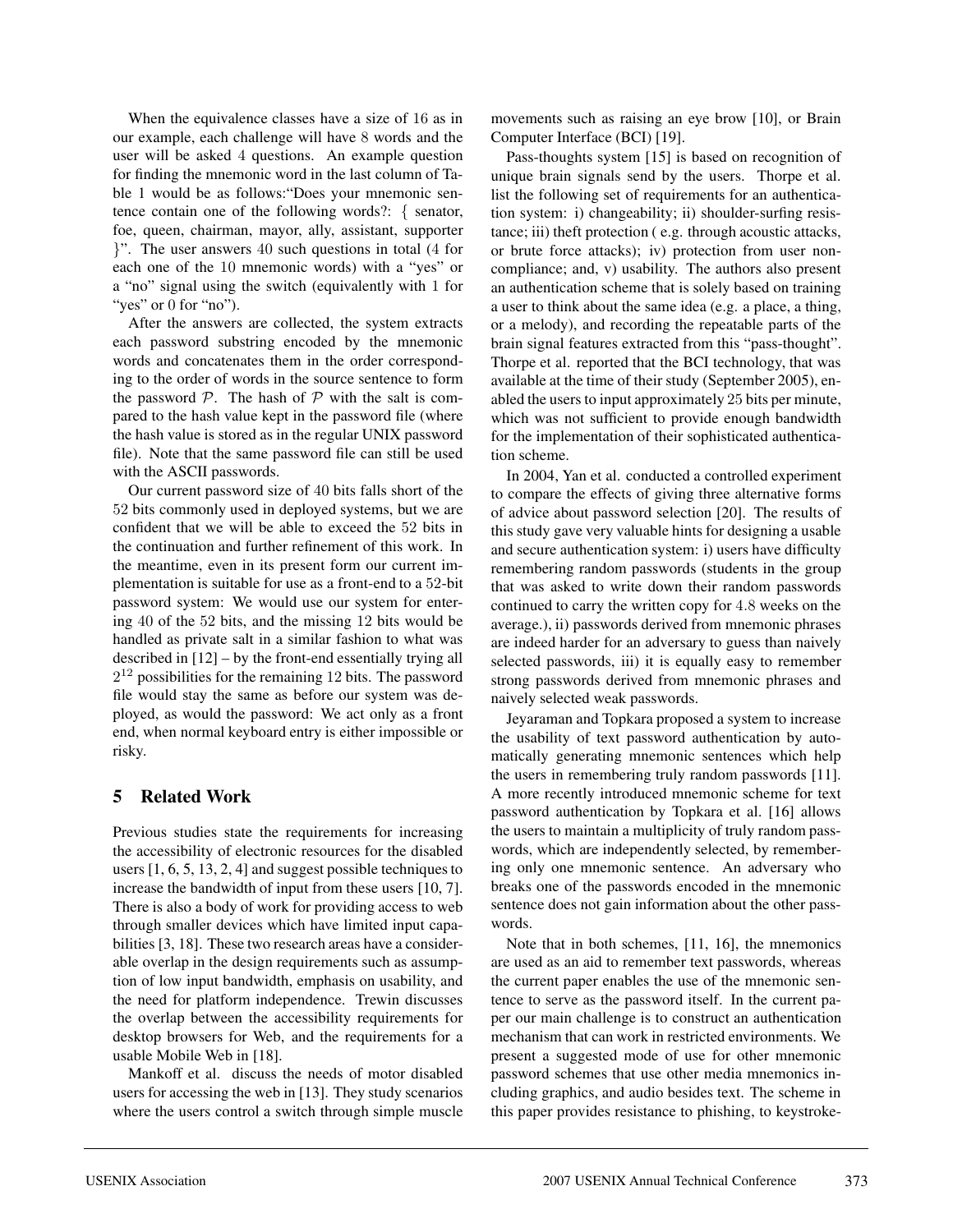When the equivalence classes have a size of 16 as in our example, each challenge will have 8 words and the user will be asked 4 questions. An example question for finding the mnemonic word in the last column of Table 1 would be as follows:"Does your mnemonic sentence contain one of the following words?: { senator, foe, queen, chairman, mayor, ally, assistant, supporter }". The user answers 40 such questions in total (4 for each one of the 10 mnemonic words) with a "yes" or a "no" signal using the switch (equivalently with 1 for "yes" or 0 for "no").

After the answers are collected, the system extracts each password substring encoded by the mnemonic words and concatenates them in the order corresponding to the order of words in the source sentence to form the password $\mathcal{P}$. The hash of $\mathcal{P}$ with the salt is compared to the hash value kept in the password file (where the hash value is stored as in the regular UNIX password file). Note that the same password file can still be used with the ASCII passwords.

Our current password size of 40 bits falls short of the 52 bits commonly used in deployed systems, but we are confident that we will be able to exceed the 52 bits in the continuation and further refinement of this work. In the meantime, even in its present form our current implementation is suitable for use as a front-end to a 52-bit password system: We would use our system for entering 40 of the 52 bits, and the missing 12 bits would be handled as private salt in a similar fashion to what was described in [12] – by the front-end essentially trying all $2^{12}$ possibilities for the remaining 12 bits. The password file would stay the same as before our system was deployed, as would the password: We act only as a front end, when normal keyboard entry is either impossible or risky.

## 5 Related Work

Previous studies state the requirements for increasing the accessibility of electronic resources for the disabled users [1, 6, 5, 13, 2, 4] and suggest possible techniques to increase the bandwidth of input from these users [10, 7]. There is also a body of work for providing access to web through smaller devices which have limited input capabilities [3, 18]. These two research areas have a considerable overlap in the design requirements such as assumption of low input bandwidth, emphasis on usability, and the need for platform independence. Trewin discusses the overlap between the accessibility requirements for desktop browsers for Web, and the requirements for a usable Mobile Web in [18].

Mankoff et al. discuss the needs of motor disabled users for accessing the web in [13]. They study scenarios where the users control a switch through simple muscle movements such as raising an eye brow [10], or Brain Computer Interface (BCI) [19].

Pass-thoughts system [15] is based on recognition of unique brain signals send by the users. Thorpe et al. list the following set of requirements for an authentication system: i) changeability; ii) shoulder-surfing resistance; iii) theft protection ( e.g. through acoustic attacks, or brute force attacks); iv) protection from user non-compliance; and, v) usability. The authors also present an authentication scheme that is solely based on training a user to think about the same idea (e.g. a place, a thing, or a melody), and recording the repeatable parts of the brain signal features extracted from this "pass-thought". Thorpe et al. reported that the BCI technology, that was available at the time of their study (September 2005), enabled the users to input approximately 25 bits per minute, which was not sufficient to provide enough bandwidth for the implementation of their sophisticated authentication scheme.

In 2004, Yan et al. conducted a controlled experiment to compare the effects of giving three alternative forms of advice about password selection [20]. The results of this study gave very valuable hints for designing a usable and secure authentication system: i) users have difficulty remembering random passwords (students in the group that was asked to write down their random passwords continued to carry the written copy for 4.8 weeks on the average.), ii) passwords derived from mnemonic phrases are indeed harder for an adversary to guess than naively selected passwords, iii) it is equally easy to remember strong passwords derived from mnemonic phrases and naively selected weak passwords.

Jeyaraman and Topkara proposed a system to increase the usability of text password authentication by automatically generating mnemonic sentences which help the users in remembering truly random passwords [11]. A more recently introduced mnemonic scheme for text password authentication by Topkara et al. [16] allows the users to maintain a multiplicity of truly random passwords, which are independently selected, by remembering only one mnemonic sentence. An adversary who breaks one of the passwords encoded in the mnemonic sentence does not gain information about the other passwords.

Note that in both schemes, [11, 16], the mnemonics are used as an aid to remember text passwords, whereas the current paper enables the use of the mnemonic sentence to serve as the password itself. In the current paper our main challenge is to construct an authentication mechanism that can work in restricted environments. We present a suggested mode of use for other mnemonic password schemes that use other media mnemonics including graphics, and audio besides text. The scheme in this paper provides resistance to phishing, to keystroke-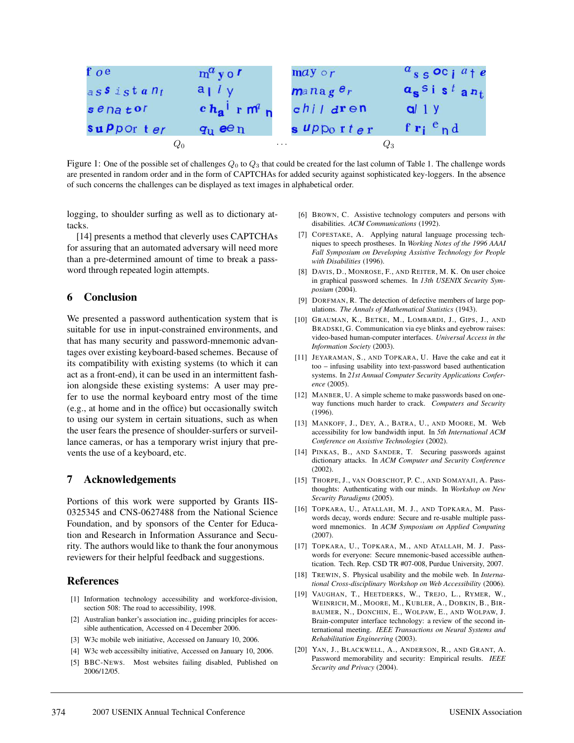| foe | mayor | mayor | associate |
|---|---|---|---|
| assistant | ally | manager | assistant |
| senator | chairman | children | ally |
| supporter | queen | supporter | friend |

$Q_0$ . . . $Q_3$

Figure 1: One of the possible set of challenges $Q_0$ to $Q_3$ that could be created for the last column of Table 1. The challenge words are presented in random order and in the form of CAPTCHAs for added security against sophisticated key-loggers. In the absence of such concerns the challenges can be displayed as text images in alphabetical order.

logging, to shoulder surfing as well as to dictionary attacks.

[14] presents a method that cleverly uses CAPTCHAs for assuring that an automated adversary will need more than a pre-determined amount of time to break a password through repeated login attempts.

## 6 Conclusion

We presented a password authentication system that is suitable for use in input-constrained environments, and that has many security and password-mnemonic advantages over existing keyboard-based schemes. Because of its compatibility with existing systems (to which it can act as a front-end), it can be used in an intermittent fashion alongside these existing systems: A user may prefer to use the normal keyboard entry most of the time (e.g., at home and in the office) but occasionally switch to using our system in certain situations, such as when the user fears the presence of shoulder-surfers or surveillance cameras, or has a temporary wrist injury that prevents the use of a keyboard, etc.

## 7 Acknowledgements

Portions of this work were supported by Grants IIS-0325345 and CNS-0627488 from the National Science Foundation, and by sponsors of the Center for Education and Research in Information Assurance and Security. The authors would like to thank the four anonymous reviewers for their helpful feedback and suggestions.

## References

[1] Information technology accessibility and workforce-division, section 508: The road to accessibility, 1998.

[2] Australian banker's association inc., guiding principles for accessible authentication, Accessed on 4 December 2006.

[3] W3c mobile web initiative, Accessed on January 10, 2006.

[4] W3c web accessibilty initiative, Accessed on January 10, 2006.

[5] BBC-NEWS. Most websites failing disabled, Published on 2006/12/05.

[6] BROWN, C. Assistive technology computers and persons with disabilities. *ACM Communications* (1992).

[7] COPESTAKE, A. Applying natural language processing techniques to speech prostheses. In *Working Notes of the 1996 AAAI Fall Symposium on Developing Assistive Technology for People with Disabilities* (1996).

[8] DAVIS, D., MONROSE, F., AND REITER, M. K. On user choice in graphical password schemes. In *13th USENIX Security Symposium* (2004).

[9] DORFMAN, R. The detection of defective members of large populations. *The Annals of Mathematical Statistics* (1943).

[10] GRAUMAN, K., BETKE, M., LOMBARDI, J., GIPS, J., AND BRADSKI, G. Communication via eye blinks and eyebrow raises: video-based human-computer interfaces. *Universal Access in the Information Society* (2003).

[11] JEYARAMAN, S., AND TOPKARA, U. Have the cake and eat it too – infusing usability into text-password based authentication systems. In *21st Annual Computer Security Applications Conference* (2005).

[12] MANBER, U. A simple scheme to make passwords based on one-way functions much harder to crack. *Computers and Security* (1996).

[13] MANKOFF, J., DEY, A., BATRA, U., AND MOORE, M. Web accessibility for low bandwidth input. In *5th International ACM Conference on Assistive Technologies* (2002).

[14] PINKAS, B., AND SANDER, T. Securing passwords against dictionary attacks. In *ACM Computer and Security Conference* (2002).

[15] THORPE, J., VAN OORSCHOT, P. C., AND SOMAYAJI, A. Pass-thoughts: Authenticating with our minds. In *Workshop on New Security Paradigms* (2005).

[16] TOPKARA, U., ATALLAH, M. J., AND TOPKARA, M. Passwords decay, words endure: Secure and re-usable multiple password mnemonics. In *ACM Symposium on Applied Computing* (2007).

[17] TOPKARA, U., TOPKARA, M., AND ATALLAH, M. J. Passwords for everyone: Secure mnemonic-based accessible authentication. Tech. Rep. CSD TR #07-008, Purdue University, 2007.

[18] TREWIN, S. Physical usability and the mobile web. In *International Cross-disciplinary Workshop on Web Accessibility* (2006).

[19] VAUGHAN, T., HEETDERKS, W., TREJO, L., RYMER, W., WEINRICH, M., MOORE, M., KUBLER, A., DOBKIN, B., BIRBAUMER, N., DONCHIN, E., WOLPAW, E., AND WOLPAW, J. Brain-computer interface technology: a review of the second international meeting. *IEEE Transactions on Neural Systems and Rehabilitation Engineering* (2003).

[20] YAN, J., BLACKWELL, A., ANDERSON, R., AND GRANT, A. Password memorability and security: Empirical results. *IEEE Security and Privacy* (2004).